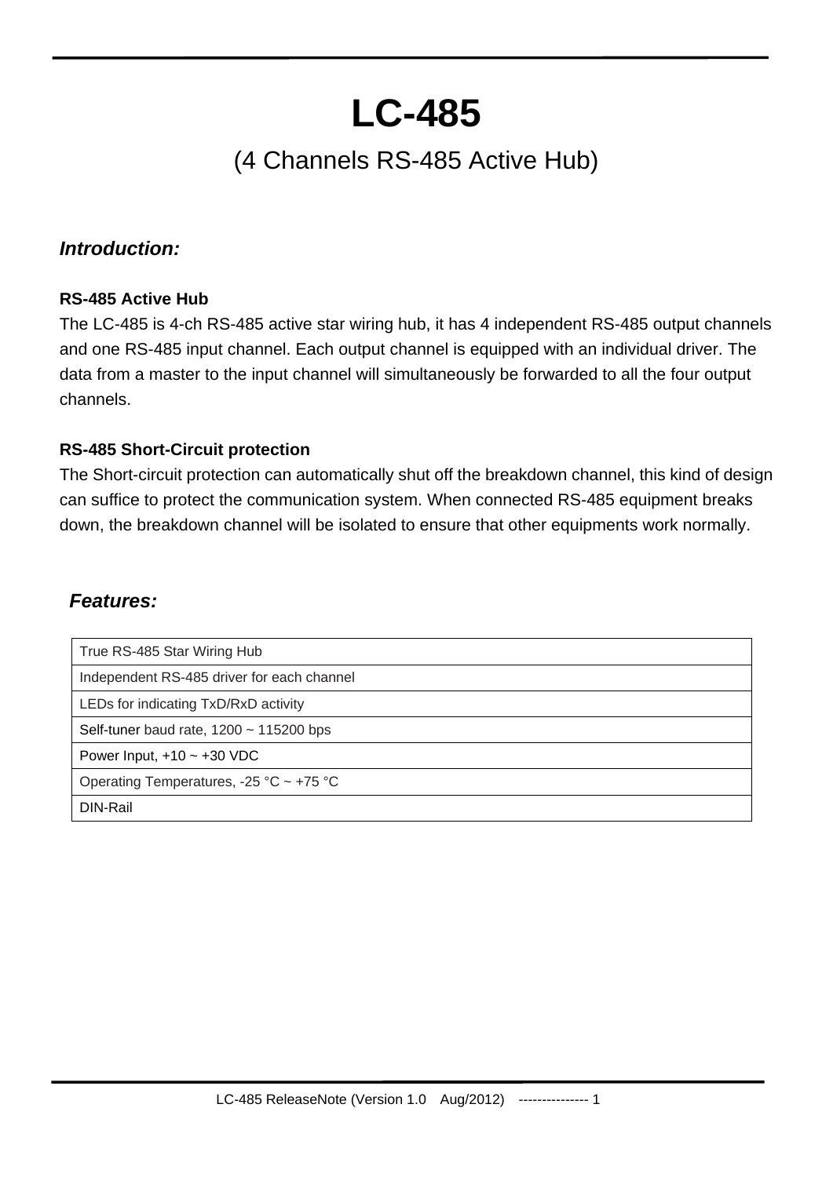# LC-485

## (4 Channels RS-485 Active Hub)

### *Introduction:*

**RS-485 Active Hub**

The LC-485 is 4-ch RS-485 active star wiring hub, it has 4 independent RS-485 output channels and one RS-485 input channel. Each output channel is equipped with an individual driver. The data from a master to the input channel will simultaneously be forwarded to all the four output channels.

**RS-485 Short-Circuit protection**

The Short-circuit protection can automatically shut off the breakdown channel, this kind of design can suffice to protect the communication system. When connected RS-485 equipment breaks down, the breakdown channel will be isolated to ensure that other equipments work normally.

### *Features:*

| True RS-485 Star Wiring Hub |
|---|
| Independent RS-485 driver for each channel |
| LEDs for indicating TxD/RxD activity |
| Self-tuner baud rate, 1200 ~ 115200 bps |
| Power Input, +10 ~ +30 VDC |
| Operating Temperatures, -25 °C ~ +75 °C |
| DIN-Rail |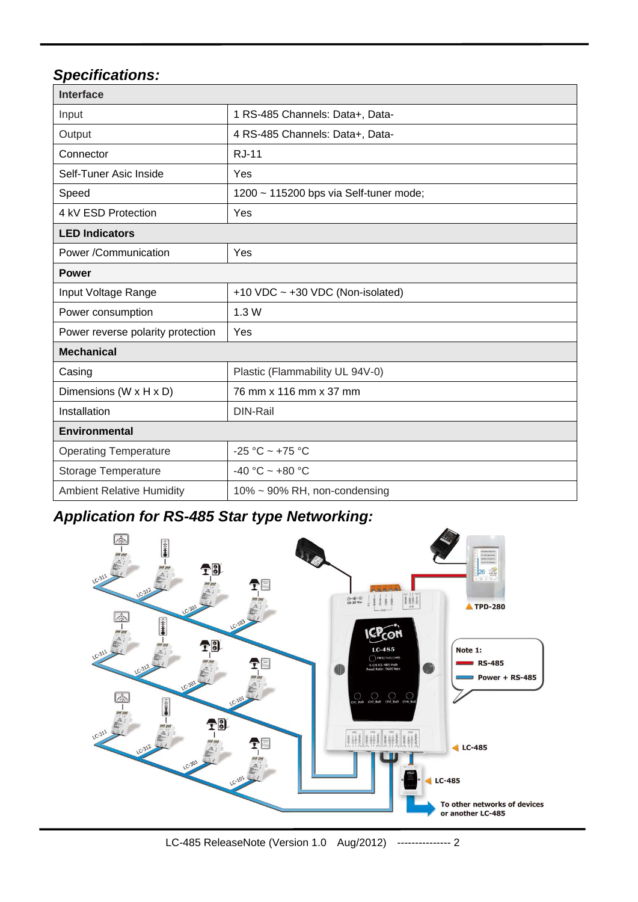## *Specifications:*

| Interface | |
|---|---|
| Input | 1 RS-485 Channels: Data+, Data- |
| Output | 4 RS-485 Channels: Data+, Data- |
| Connector | RJ-11 |
| Self-Tuner Asic Inside | Yes |
| Speed | 1200 ~ 115200 bps via Self-tuner mode; |
| 4 kV ESD Protection | Yes |
| **LED Indicators** | |
| Power /Communication | Yes |
| **Power** | |
| Input Voltage Range | +10 VDC ~ +30 VDC (Non-isolated) |
| Power consumption | 1.3 W |
| Power reverse polarity protection | Yes |
| **Mechanical** | |
| Casing | Plastic (Flammability UL 94V-0) |
| Dimensions (W x H x D) | 76 mm x 116 mm x 37 mm |
| Installation | DIN-Rail |
| **Environmental** | |
| Operating Temperature | -25 °C ~ +75 °C |
| Storage Temperature | -40 °C ~ +80 °C |
| Ambient Relative Humidity | 10% ~ 90% RH, non-condensing |

## *Application for RS-485 Star type Networking:*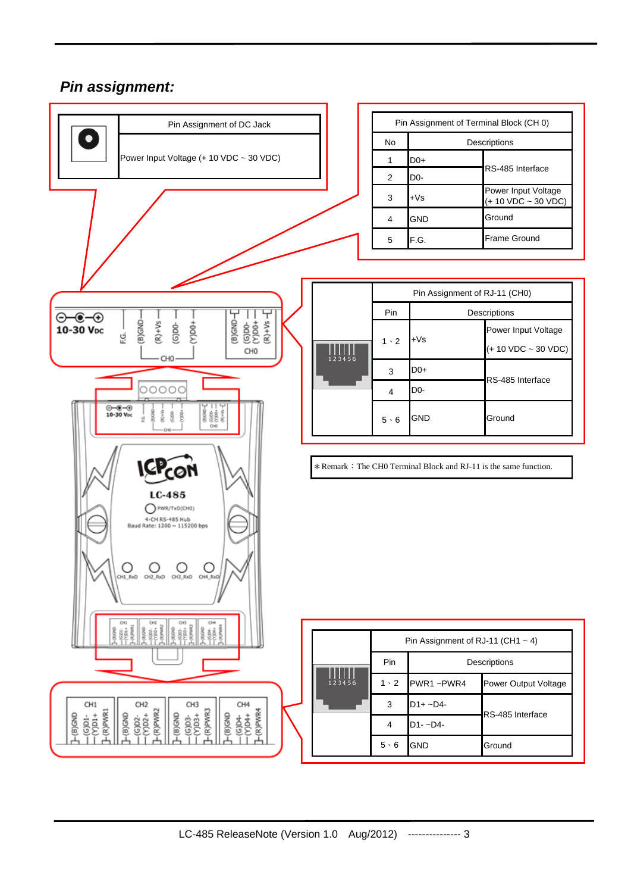## *Pin assignment:*

| Pin Assignment of DC Jack |
|---|
| Power Input Voltage (+ 10 VDC ~ 30 VDC) |

| Pin Assignment of Terminal Block (CH 0) | | |
|---|---|---|
| No | Descriptions | |
| 1 | D0+ | RS-485 Interface |
| 2 | D0- | |
| 3 | +Vs | Power Input Voltage (+ 10 VDC ~ 30 VDC) |
| 4 | GND | Ground |
| 5 | F.G. | Frame Ground |

| Pin Assignment of RJ-11 (CH0) | | |
|---|---|---|
| Pin | Descriptions | |
| 1、2 | +Vs | Power Input Voltage (+ 10 VDC ~ 30 VDC) |
| 3 | D0+ | RS-485 Interface |
| 4 | D0- | |
| 5、6 | GND | Ground |

＊Remark：The CH0 Terminal Block and RJ-11 is the same function.

| Pin Assignment of RJ-11 (CH1 ~ 4) | | |
|---|---|---|
| Pin | Descriptions | |
| 1、2 | PWR1 ~PWR4 | Power Output Voltage |
| 3 | D1+ ~D4- | RS-485 Interface |
| 4 | D1- ~D4- | |
| 5、6 | GND | Ground |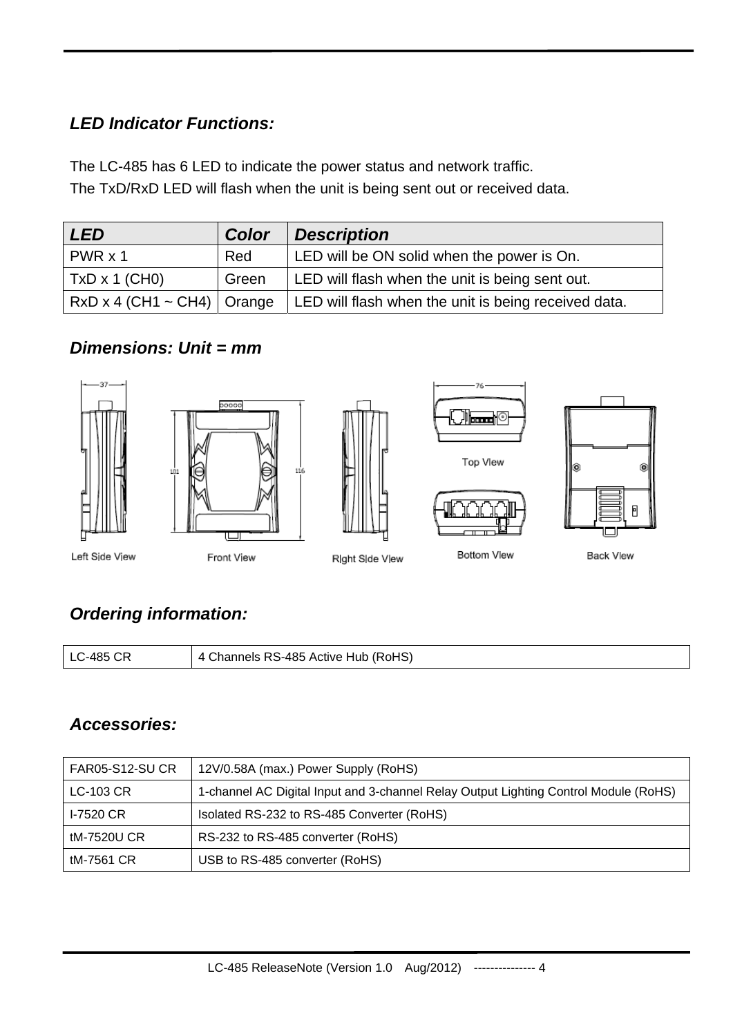## *LED Indicator Functions:*

The LC-485 has 6 LED to indicate the power status and network traffic.
The TxD/RxD LED will flash when the unit is being sent out or received data.

| LED | Color | Description |
|---|---|---|
| PWR x 1 | Red | LED will be ON solid when the power is On. |
| TxD x 1 (CH0) | Green | LED will flash when the unit is being sent out. |
| RxD x 4 (CH1 ~ CH4) | Orange | LED will flash when the unit is being received data. |

## *Dimensions: Unit = mm*

37
101
116
76
Left Side View
Front View
Right Side View
Top View
Bottom View
Back View

## *Ordering information:*

| | |
|---|---|
| LC-485 CR | 4 Channels RS-485 Active Hub (RoHS) |

## *Accessories:*

| | |
|---|---|
| FAR05-S12-SU CR | 12V/0.58A (max.) Power Supply (RoHS) |
| LC-103 CR | 1-channel AC Digital Input and 3-channel Relay Output Lighting Control Module (RoHS) |
| I-7520 CR | Isolated RS-232 to RS-485 Converter (RoHS) |
| tM-7520U CR | RS-232 to RS-485 converter (RoHS) |
| tM-7561 CR | USB to RS-485 converter (RoHS) |